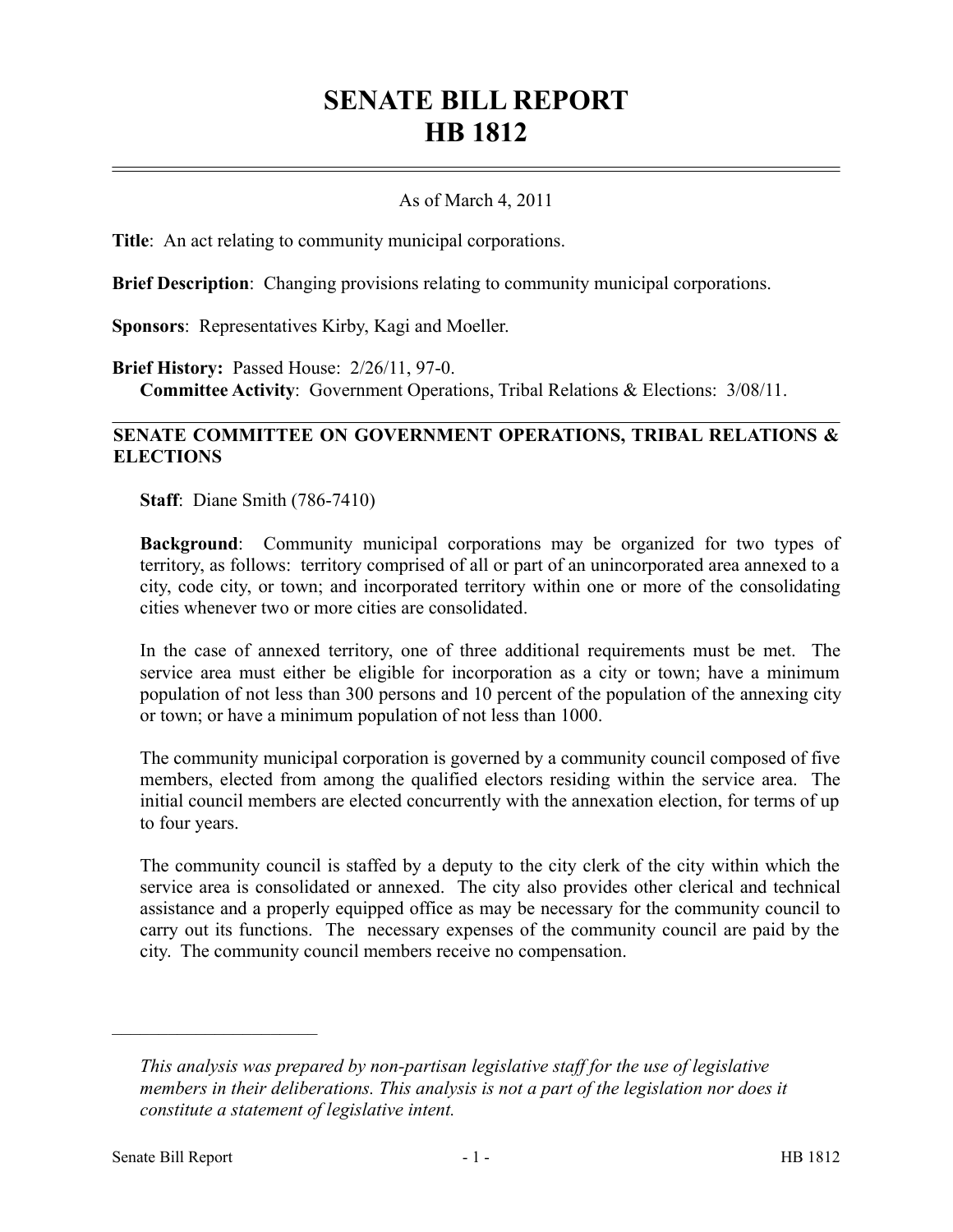# SENATE BILL REPORT
# HB 1812

As of March 4, 2011

**Title**: An act relating to community municipal corporations.

**Brief Description**: Changing provisions relating to community municipal corporations.

**Sponsors**: Representatives Kirby, Kagi and Moeller.

**Brief History:** Passed House: 2/26/11, 97-0.
**Committee Activity**: Government Operations, Tribal Relations & Elections: 3/08/11.

## SENATE COMMITTEE ON GOVERNMENT OPERATIONS, TRIBAL RELATIONS & ELECTIONS

**Staff**: Diane Smith (786-7410)

**Background**: Community municipal corporations may be organized for two types of territory, as follows: territory comprised of all or part of an unincorporated area annexed to a city, code city, or town; and incorporated territory within one or more of the consolidating cities whenever two or more cities are consolidated.

In the case of annexed territory, one of three additional requirements must be met. The service area must either be eligible for incorporation as a city or town; have a minimum population of not less than 300 persons and 10 percent of the population of the annexing city or town; or have a minimum population of not less than 1000.

The community municipal corporation is governed by a community council composed of five members, elected from among the qualified electors residing within the service area. The initial council members are elected concurrently with the annexation election, for terms of up to four years.

The community council is staffed by a deputy to the city clerk of the city within which the service area is consolidated or annexed. The city also provides other clerical and technical assistance and a properly equipped office as may be necessary for the community council to carry out its functions. The necessary expenses of the community council are paid by the city. The community council members receive no compensation.

---

*This analysis was prepared by non-partisan legislative staff for the use of legislative members in their deliberations. This analysis is not a part of the legislation nor does it constitute a statement of legislative intent.*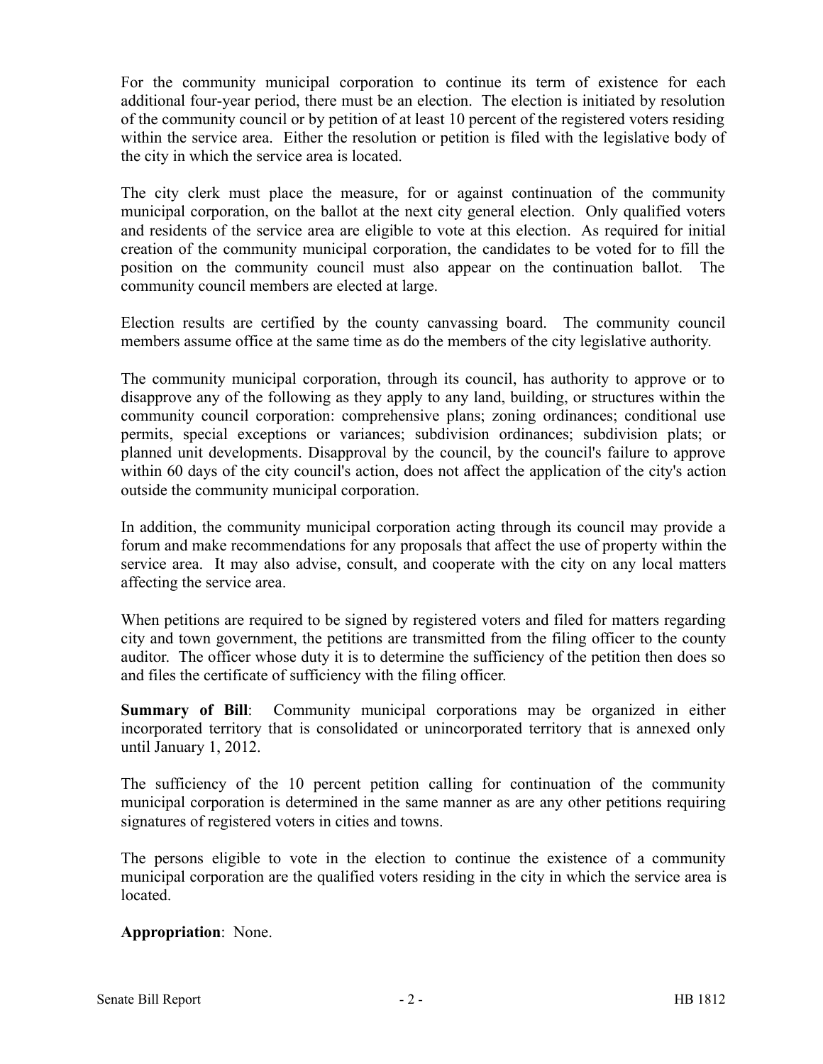For the community municipal corporation to continue its term of existence for each additional four-year period, there must be an election. The election is initiated by resolution of the community council or by petition of at least 10 percent of the registered voters residing within the service area. Either the resolution or petition is filed with the legislative body of the city in which the service area is located.

The city clerk must place the measure, for or against continuation of the community municipal corporation, on the ballot at the next city general election. Only qualified voters and residents of the service area are eligible to vote at this election. As required for initial creation of the community municipal corporation, the candidates to be voted for to fill the position on the community council must also appear on the continuation ballot. The community council members are elected at large.

Election results are certified by the county canvassing board. The community council members assume office at the same time as do the members of the city legislative authority.

The community municipal corporation, through its council, has authority to approve or to disapprove any of the following as they apply to any land, building, or structures within the community council corporation: comprehensive plans; zoning ordinances; conditional use permits, special exceptions or variances; subdivision ordinances; subdivision plats; or planned unit developments. Disapproval by the council, by the council's failure to approve within 60 days of the city council's action, does not affect the application of the city's action outside the community municipal corporation.

In addition, the community municipal corporation acting through its council may provide a forum and make recommendations for any proposals that affect the use of property within the service area. It may also advise, consult, and cooperate with the city on any local matters affecting the service area.

When petitions are required to be signed by registered voters and filed for matters regarding city and town government, the petitions are transmitted from the filing officer to the county auditor. The officer whose duty it is to determine the sufficiency of the petition then does so and files the certificate of sufficiency with the filing officer.

**Summary of Bill**: Community municipal corporations may be organized in either incorporated territory that is consolidated or unincorporated territory that is annexed only until January 1, 2012.

The sufficiency of the 10 percent petition calling for continuation of the community municipal corporation is determined in the same manner as are any other petitions requiring signatures of registered voters in cities and towns.

The persons eligible to vote in the election to continue the existence of a community municipal corporation are the qualified voters residing in the city in which the service area is located.

**Appropriation**: None.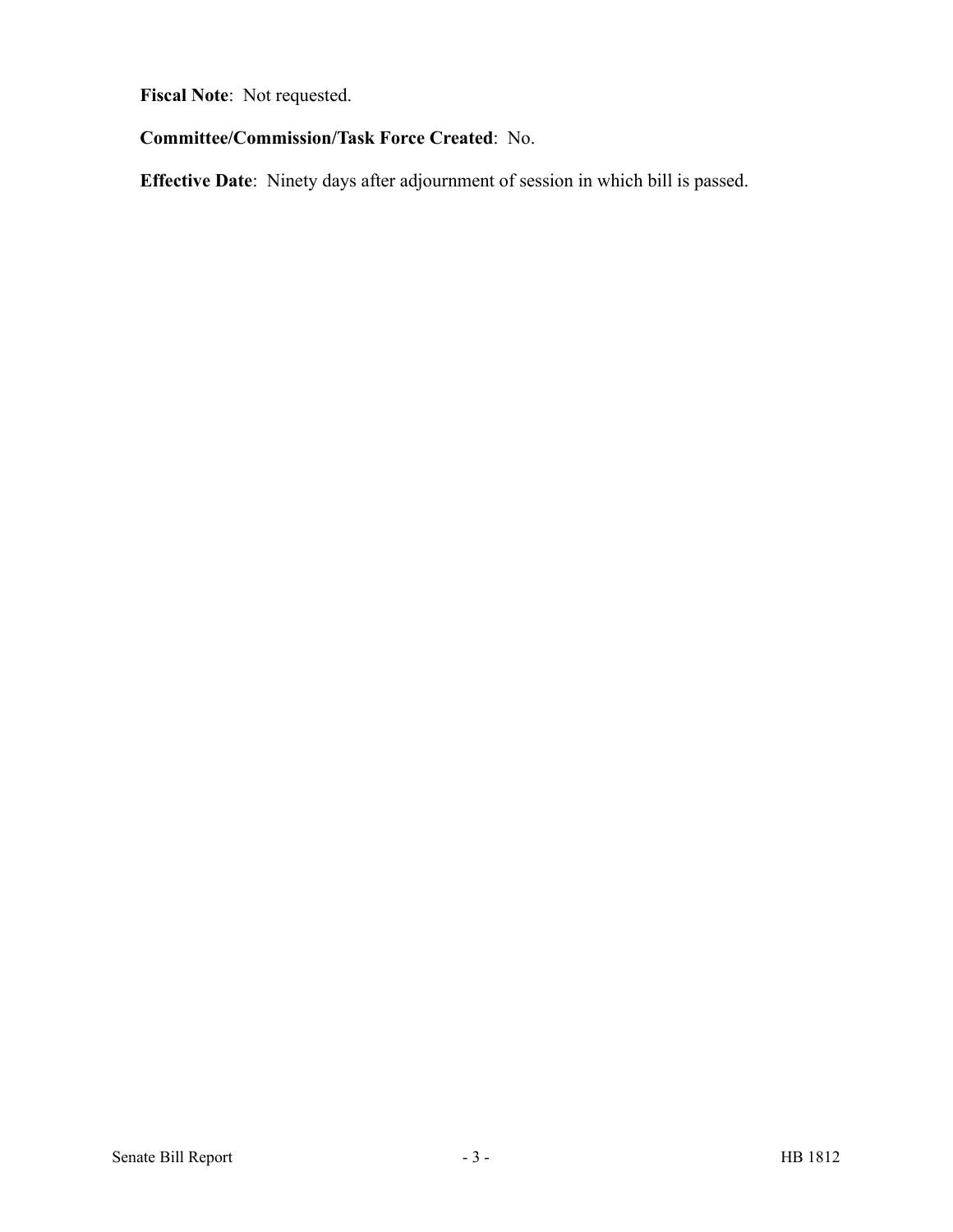**Fiscal Note**: Not requested.

**Committee/Commission/Task Force Created**: No.

**Effective Date**: Ninety days after adjournment of session in which bill is passed.